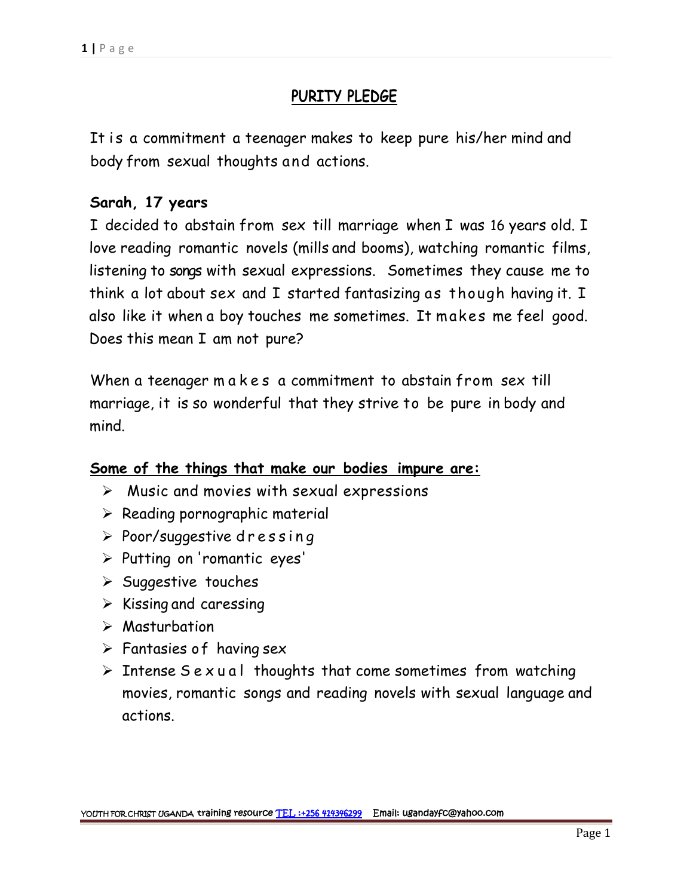# PURITY PLEDGE

It is a commitment a teenager makes to keep pure his/her mind and body from sexual thoughts and actions.

**Sarah, 17 years**

I decided to abstain from sex till marriage when I was 16 years old. I love reading romantic novels (mills and booms), watching romantic films, listening to songs with sexual expressions. Sometimes they cause me to think a lot about sex and I started fantasizing as though having it. I also like it when a boy touches me sometimes. It makes me feel good. Does this mean I am not pure?

When a teenager makes a commitment to abstain from sex till marriage, it is so wonderful that they strive to be pure in body and mind.

**Some of the things that make our bodies impure are:**

- Music and movies with sexual expressions
- Reading pornographic material
- Poor/suggestive dressing
- Putting on 'romantic eyes'
- Suggestive touches
- Kissing and caressing
- Masturbation
- Fantasies of having sex
- Intense Sexual thoughts that come sometimes from watching movies, romantic songs and reading novels with sexual language and actions.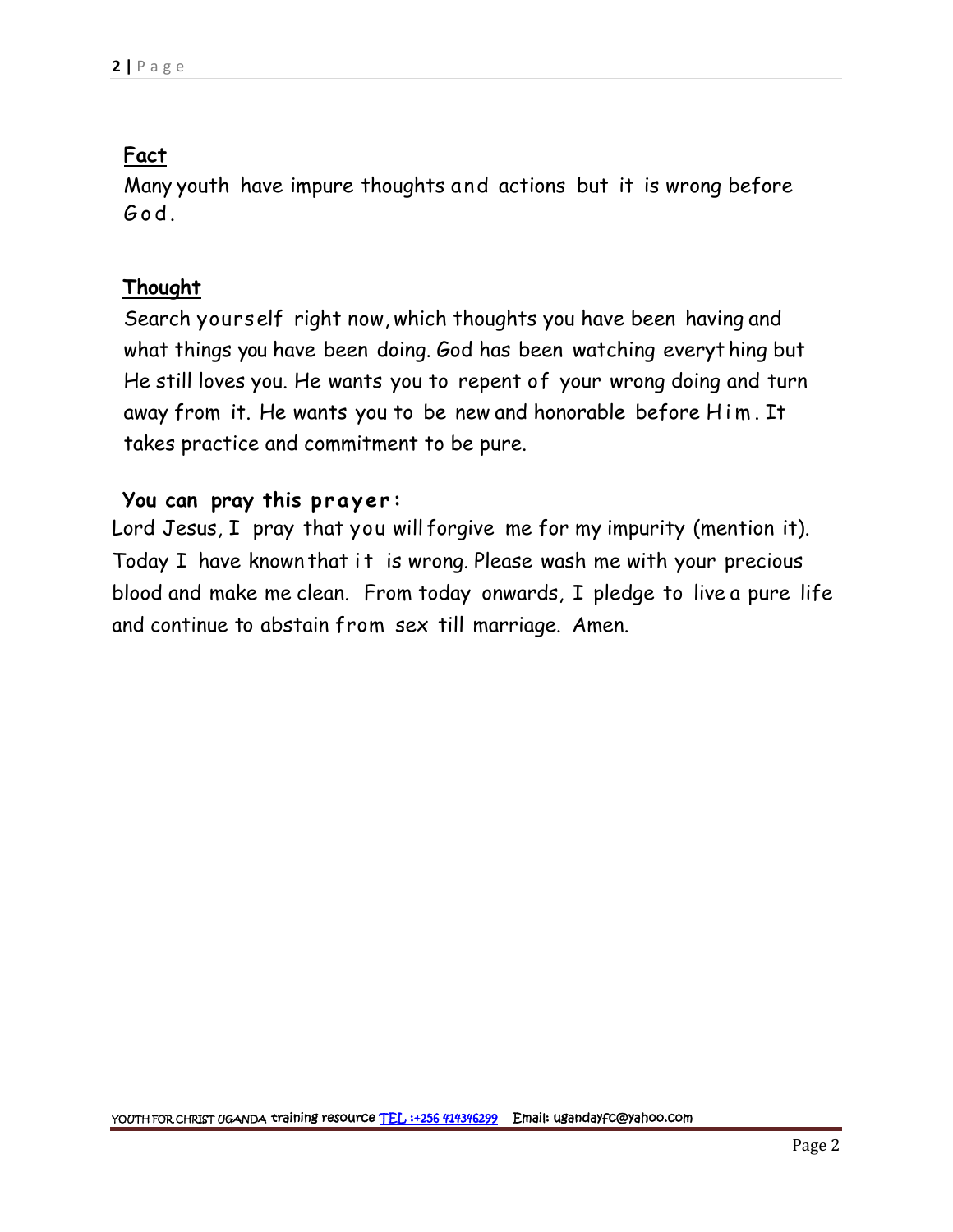**Fact**

Many youth have impure thoughts and actions but it is wrong before God.

**Thought**

Search yourself right now, which thoughts you have been having and what things you have been doing. God has been watching everything but He still loves you. He wants you to repent of your wrong doing and turn away from it. He wants you to be new and honorable before Him. It takes practice and commitment to be pure.

**You can pray this prayer:**

Lord Jesus, I pray that you will forgive me for my impurity (mention it). Today I have known that it is wrong. Please wash me with your precious blood and make me clean. From today onwards, I pledge to live a pure life and continue to abstain from sex till marriage. Amen.